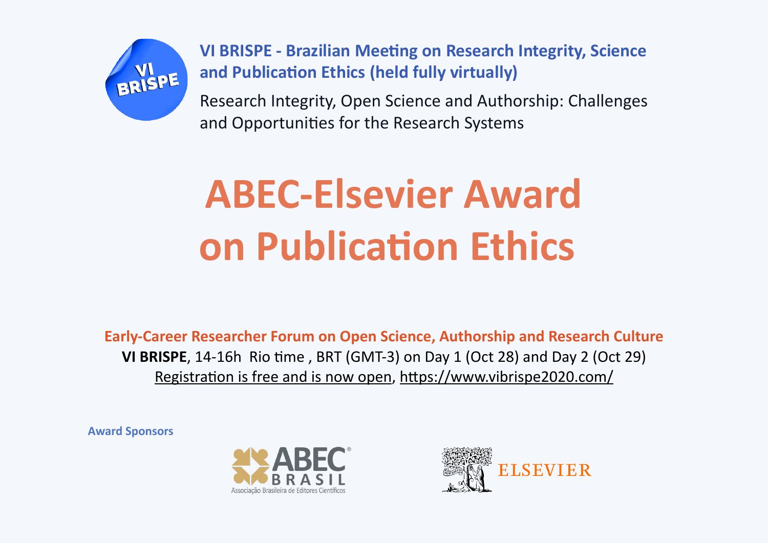VI BRISPE

**VI BRISPE - Brazilian Meeting on Research Integrity, Science and Publication Ethics (held fully virtually)**

Research Integrity, Open Science and Authorship: Challenges and Opportunities for the Research Systems

# ABEC-Elsevier Award on Publication Ethics

**Early-Career Researcher Forum on Open Science, Authorship and Research Culture**

**VI BRISPE**, 14-16h Rio time , BRT (GMT-3) on Day 1 (Oct 28) and Day 2 (Oct 29)

Registration is free and is now open, https://www.vibrispe2020.com/

**Award Sponsors**

ABEC BRASIL – Associação Brasileira de Editores Científicos

ELSEVIER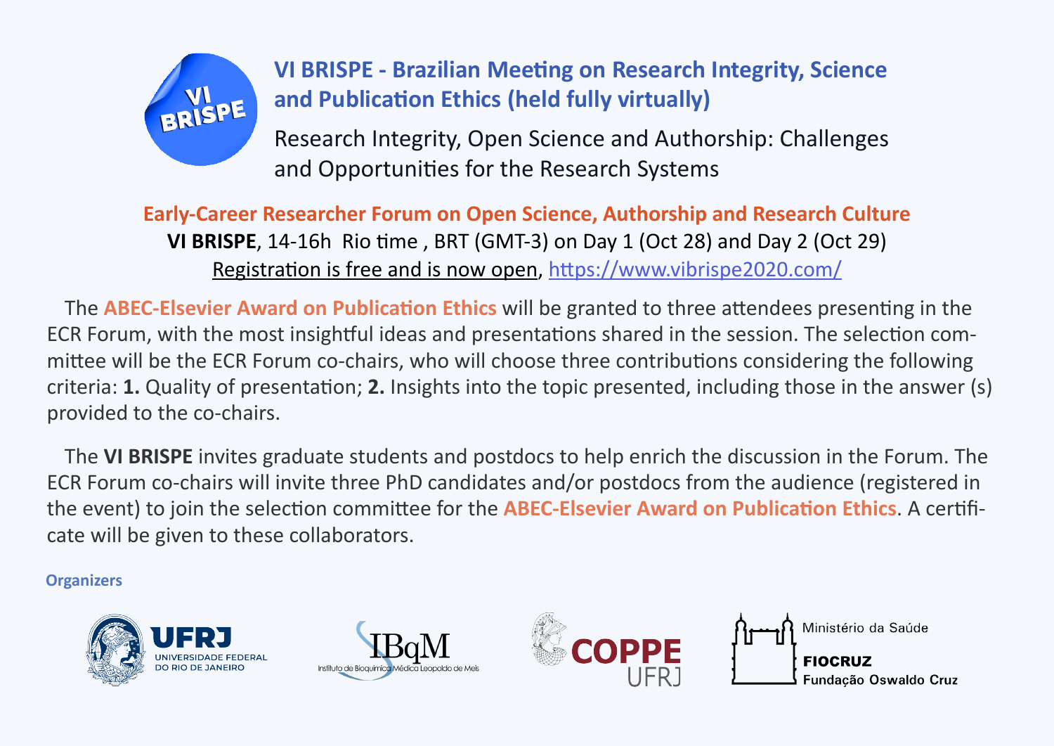VI BRISPE

# VI BRISPE - Brazilian Meeting on Research Integrity, Science and Publication Ethics (held fully virtually)

Research Integrity, Open Science and Authorship: Challenges and Opportunities for the Research Systems

## Early-Career Researcher Forum on Open Science, Authorship and Research Culture

**VI BRISPE**, 14-16h Rio time , BRT (GMT-3) on Day 1 (Oct 28) and Day 2 (Oct 29)

Registration is free and is now open, https://www.vibrispe2020.com/

The **ABEC-Elsevier Award on Publication Ethics** will be granted to three attendees presenting in the ECR Forum, with the most insightful ideas and presentations shared in the session. The selection committee will be the ECR Forum co-chairs, who will choose three contributions considering the following criteria: **1.** Quality of presentation; **2.** Insights into the topic presented, including those in the answer (s) provided to the co-chairs.

The **VI BRISPE** invites graduate students and postdocs to help enrich the discussion in the Forum. The ECR Forum co-chairs will invite three PhD candidates and/or postdocs from the audience (registered in the event) to join the selection committee for the **ABEC-Elsevier Award on Publication Ethics**. A certificate will be given to these collaborators.

**Organizers**

UFRJ – Universidade Federal do Rio de Janeiro

IBqM – Instituto de Bioquímica Médica Leopoldo de Meis

COPPE UFRJ

Ministério da Saúde – FIOCRUZ – Fundação Oswaldo Cruz